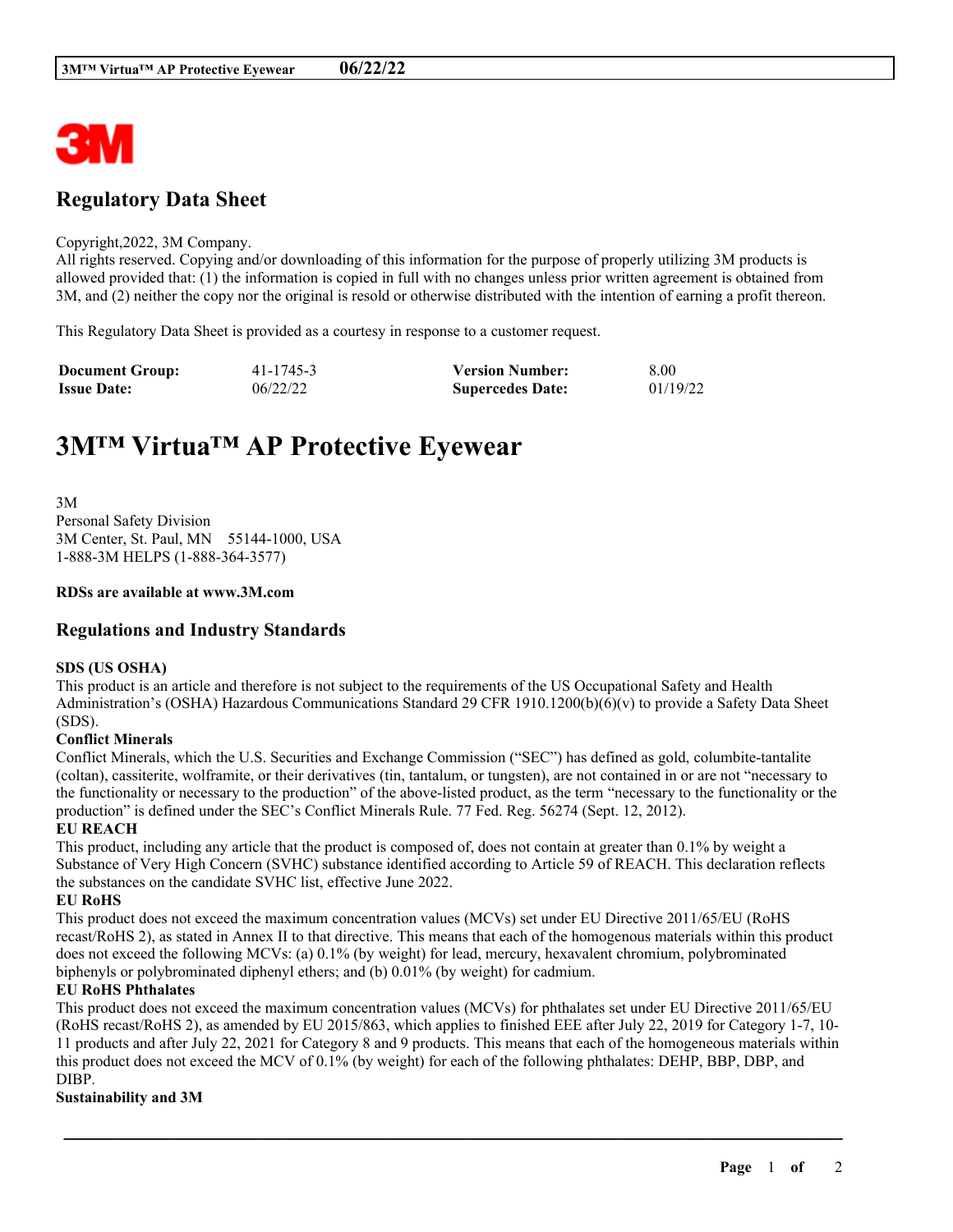# Regulatory Data Sheet

Copyright,2022, 3M Company.
All rights reserved. Copying and/or downloading of this information for the purpose of properly utilizing 3M products is allowed provided that: (1) the information is copied in full with no changes unless prior written agreement is obtained from 3M, and (2) neither the copy nor the original is resold or otherwise distributed with the intention of earning a profit thereon.

This Regulatory Data Sheet is provided as a courtesy in response to a customer request.

| **Document Group:** | 41-1745-3 | **Version Number:** | 8.00 |
|---|---|---|---|
| **Issue Date:** | 06/22/22 | **Supercedes Date:** | 01/19/22 |

# 3M™ Virtua™ AP Protective Eyewear

3M
Personal Safety Division
3M Center, St. Paul, MN 55144-1000, USA
1-888-3M HELPS (1-888-364-3577)

**RDSs are available at www.3M.com**

## Regulations and Industry Standards

**SDS (US OSHA)**
This product is an article and therefore is not subject to the requirements of the US Occupational Safety and Health Administration's (OSHA) Hazardous Communications Standard 29 CFR 1910.1200(b)(6)(v) to provide a Safety Data Sheet (SDS).

**Conflict Minerals**
Conflict Minerals, which the U.S. Securities and Exchange Commission ("SEC") has defined as gold, columbite-tantalite (coltan), cassiterite, wolframite, or their derivatives (tin, tantalum, or tungsten), are not contained in or are not "necessary to the functionality or necessary to the production" of the above-listed product, as the term "necessary to the functionality or the production" is defined under the SEC's Conflict Minerals Rule. 77 Fed. Reg. 56274 (Sept. 12, 2012).

**EU REACH**
This product, including any article that the product is composed of, does not contain at greater than 0.1% by weight a Substance of Very High Concern (SVHC) substance identified according to Article 59 of REACH. This declaration reflects the substances on the candidate SVHC list, effective June 2022.

**EU RoHS**
This product does not exceed the maximum concentration values (MCVs) set under EU Directive 2011/65/EU (RoHS recast/RoHS 2), as stated in Annex II to that directive. This means that each of the homogenous materials within this product does not exceed the following MCVs: (a) 0.1% (by weight) for lead, mercury, hexavalent chromium, polybrominated biphenyls or polybrominated diphenyl ethers; and (b) 0.01% (by weight) for cadmium.

**EU RoHS Phthalates**
This product does not exceed the maximum concentration values (MCVs) for phthalates set under EU Directive 2011/65/EU (RoHS recast/RoHS 2), as amended by EU 2015/863, which applies to finished EEE after July 22, 2019 for Category 1-7, 10-11 products and after July 22, 2021 for Category 8 and 9 products. This means that each of the homogeneous materials within this product does not exceed the MCV of 0.1% (by weight) for each of the following phthalates: DEHP, BBP, DBP, and DIBP.

**Sustainability and 3M**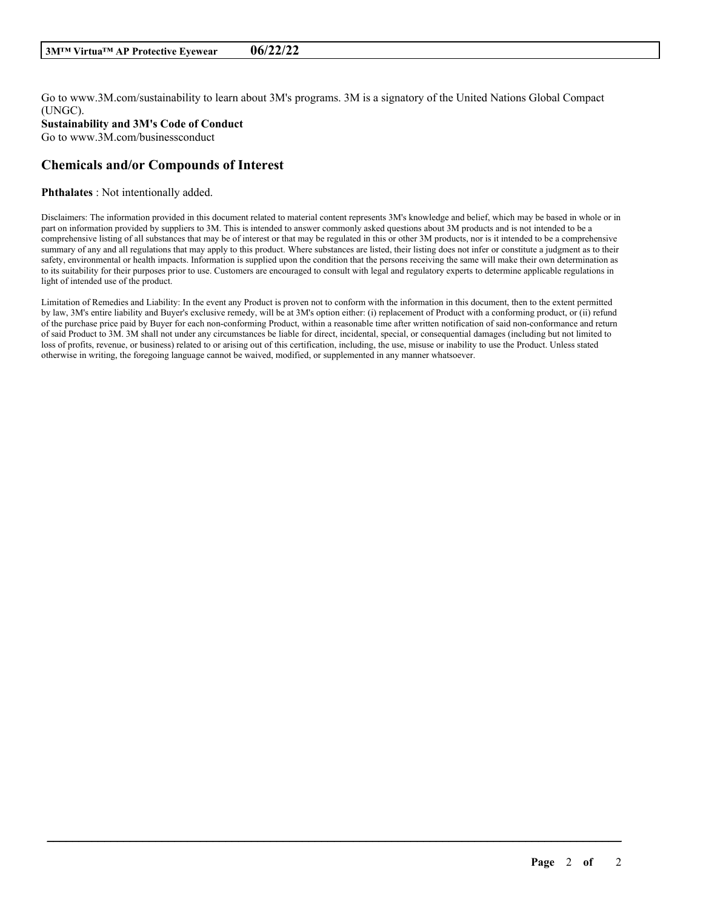Go to www.3M.com/sustainability to learn about 3M's programs. 3M is a signatory of the United Nations Global Compact (UNGC).

**Sustainability and 3M's Code of Conduct**

Go to www.3M.com/businessconduct

## Chemicals and/or Compounds of Interest

**Phthalates** : Not intentionally added.

Disclaimers: The information provided in this document related to material content represents 3M's knowledge and belief, which may be based in whole or in part on information provided by suppliers to 3M. This is intended to answer commonly asked questions about 3M products and is not intended to be a comprehensive listing of all substances that may be of interest or that may be regulated in this or other 3M products, nor is it intended to be a comprehensive summary of any and all regulations that may apply to this product. Where substances are listed, their listing does not infer or constitute a judgment as to their safety, environmental or health impacts. Information is supplied upon the condition that the persons receiving the same will make their own determination as to its suitability for their purposes prior to use. Customers are encouraged to consult with legal and regulatory experts to determine applicable regulations in light of intended use of the product.

Limitation of Remedies and Liability: In the event any Product is proven not to conform with the information in this document, then to the extent permitted by law, 3M's entire liability and Buyer's exclusive remedy, will be at 3M's option either: (i) replacement of Product with a conforming product, or (ii) refund of the purchase price paid by Buyer for each non-conforming Product, within a reasonable time after written notification of said non-conformance and return of said Product to 3M. 3M shall not under any circumstances be liable for direct, incidental, special, or consequential damages (including but not limited to loss of profits, revenue, or business) related to or arising out of this certification, including, the use, misuse or inability to use the Product. Unless stated otherwise in writing, the foregoing language cannot be waived, modified, or supplemented in any manner whatsoever.